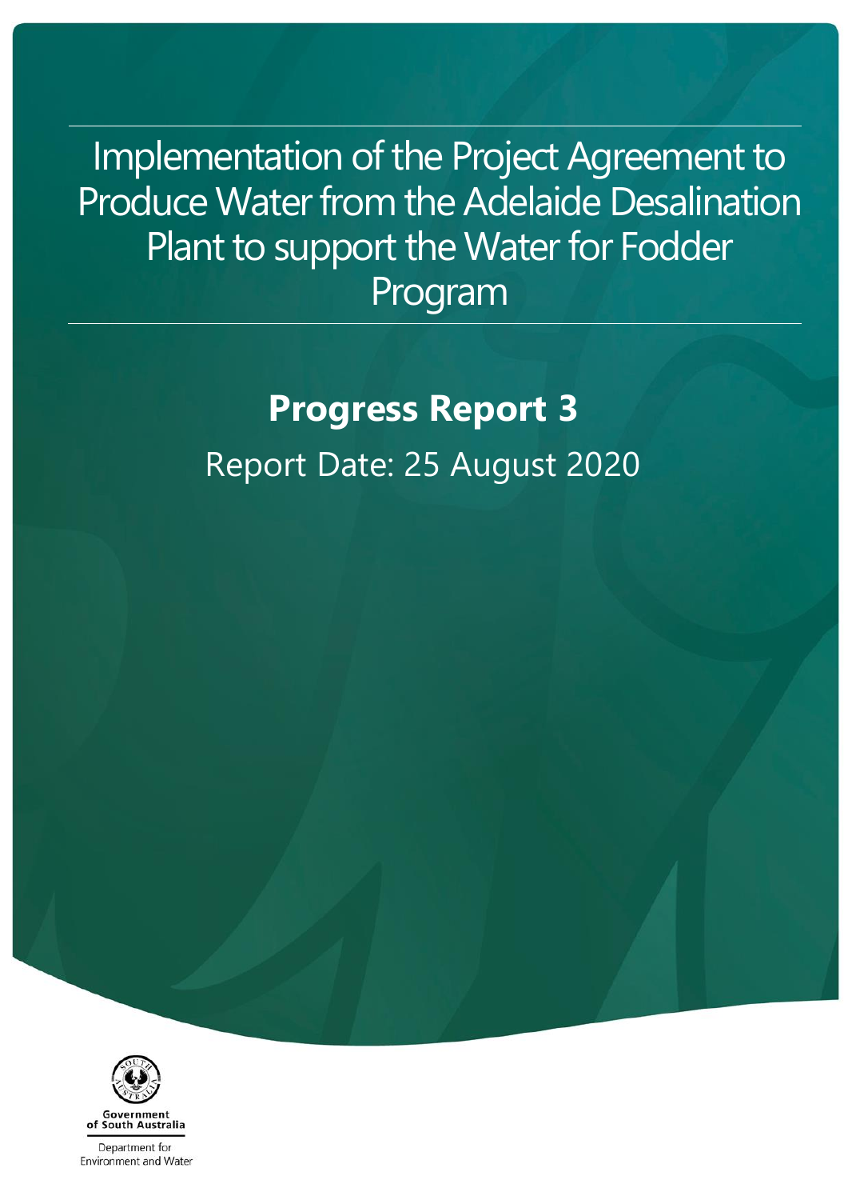# Implementation of the Project Agreement to Produce Water from the Adelaide Desalination Plant to support the Water for Fodder Program

## Progress Report 3

Report Date: 25 August 2020

Government of South Australia

Department for Environment and Water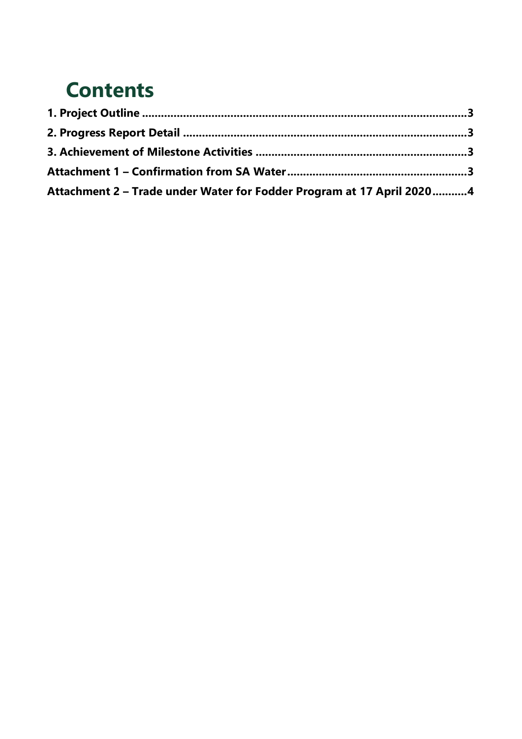# Contents

**1. Project Outline** .......................................................................................................3

**2. Progress Report Detail** .........................................................................................3

**3. Achievement of Milestone Activities** .................................................................3

**Attachment 1 – Confirmation from SA Water**.......................................................3

**Attachment 2 – Trade under Water for Fodder Program at 17 April 2020**...........4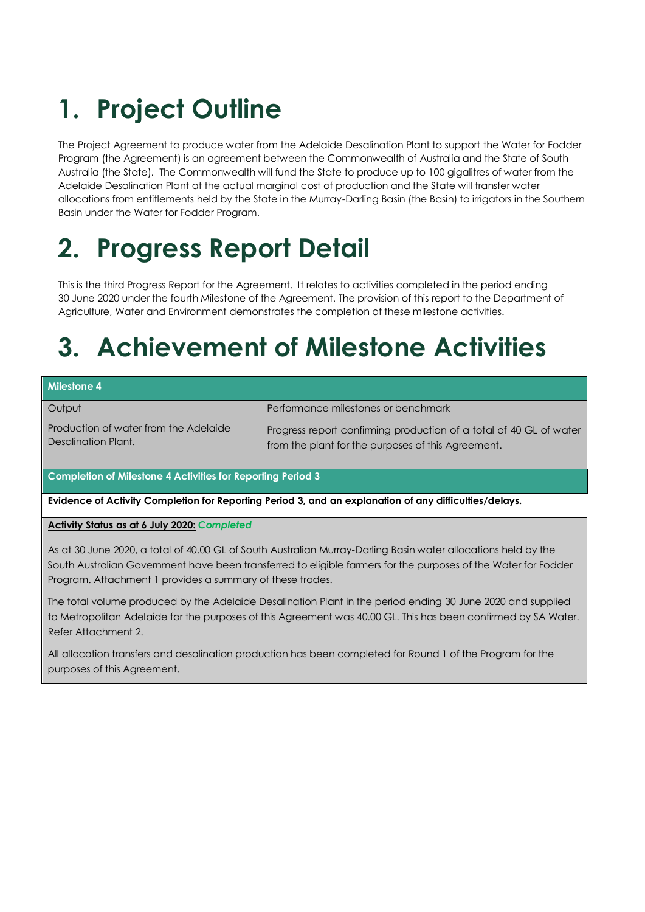# 1. Project Outline

The Project Agreement to produce water from the Adelaide Desalination Plant to support the Water for Fodder Program (the Agreement) is an agreement between the Commonwealth of Australia and the State of South Australia (the State). The Commonwealth will fund the State to produce up to 100 gigalitres of water from the Adelaide Desalination Plant at the actual marginal cost of production and the State will transfer water allocations from entitlements held by the State in the Murray-Darling Basin (the Basin) to irrigators in the Southern Basin under the Water for Fodder Program.

# 2. Progress Report Detail

This is the third Progress Report for the Agreement. It relates to activities completed in the period ending 30 June 2020 under the fourth Milestone of the Agreement. The provision of this report to the Department of Agriculture, Water and Environment demonstrates the completion of these milestone activities.

# 3. Achievement of Milestone Activities

| **Milestone 4** | |
|---|---|
| Output<br><br>Production of water from the Adelaide Desalination Plant. | Performance milestones or benchmark<br><br>Progress report confirming production of a total of 40 GL of water from the plant for the purposes of this Agreement. |
| **Completion of Milestone 4 Activities for Reporting Period 3** | |
| **Evidence of Activity Completion for Reporting Period 3, and an explanation of any difficulties/delays.** | |
| **Activity Status as at 6 July 2020:** ***Completed***<br><br>As at 30 June 2020, a total of 40.00 GL of South Australian Murray-Darling Basin water allocations held by the South Australian Government have been transferred to eligible farmers for the purposes of the Water for Fodder Program. Attachment 1 provides a summary of these trades.<br><br>The total volume produced by the Adelaide Desalination Plant in the period ending 30 June 2020 and supplied to Metropolitan Adelaide for the purposes of this Agreement was 40.00 GL. This has been confirmed by SA Water. Refer Attachment 2.<br><br>All allocation transfers and desalination production has been completed for Round 1 of the Program for the purposes of this Agreement. | |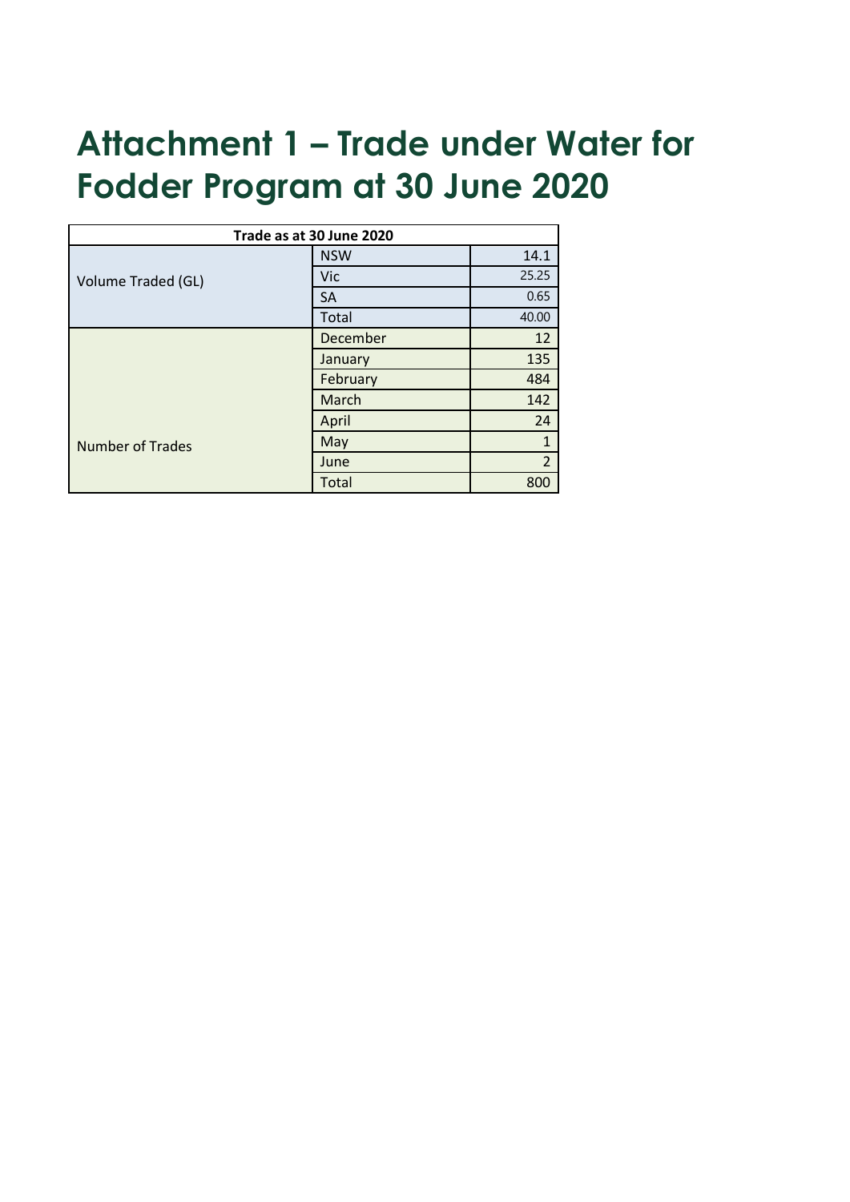# Attachment 1 – Trade under Water for Fodder Program at 30 June 2020

| Trade as at 30 June 2020 | | |
|---|---|---|
| Volume Traded (GL) | NSW | 14.1 |
| | Vic | 25.25 |
| | SA | 0.65 |
| | Total | 40.00 |
| Number of Trades | December | 12 |
| | January | 135 |
| | February | 484 |
| | March | 142 |
| | April | 24 |
| | May | 1 |
| | June | 2 |
| | Total | 800 |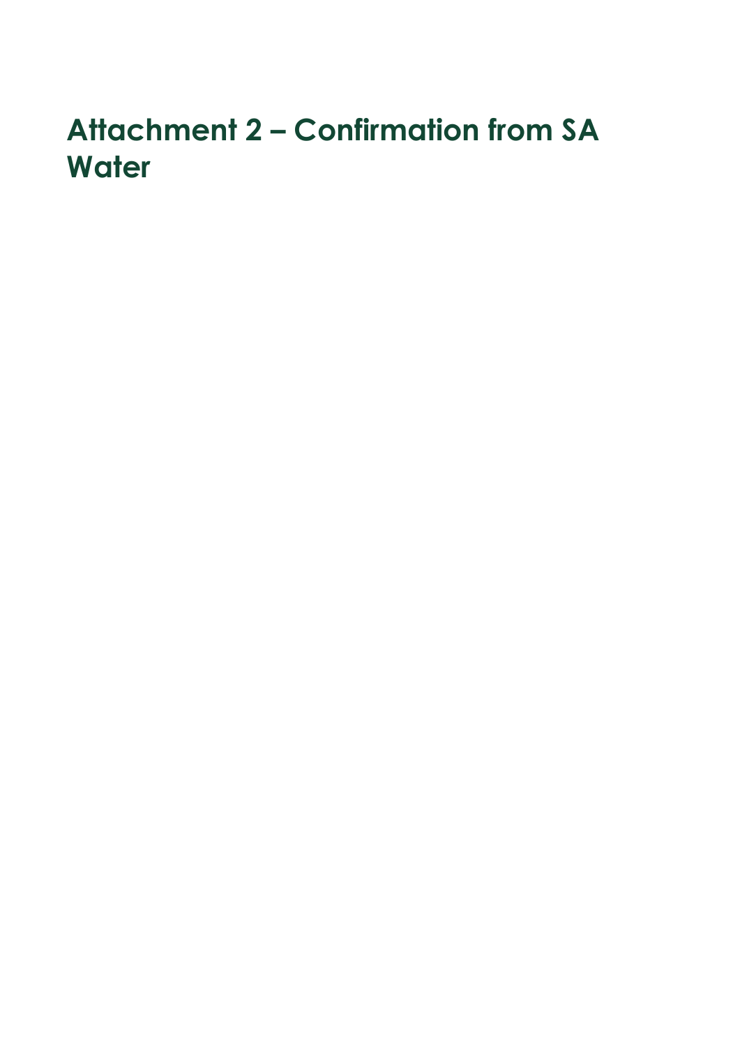# Attachment 2 – Confirmation from SA Water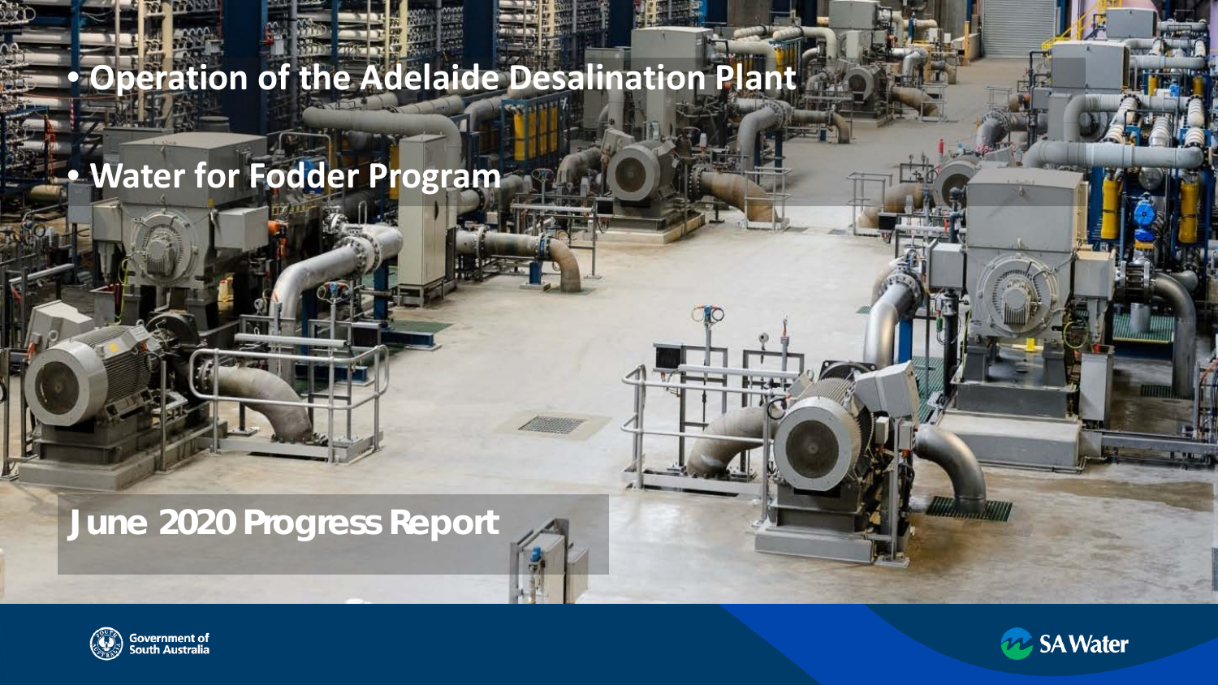- Operation of the Adelaide Desalination Plant
- Water for Fodder Program

# June 2020 Progress Report

Government of South Australia

SA Water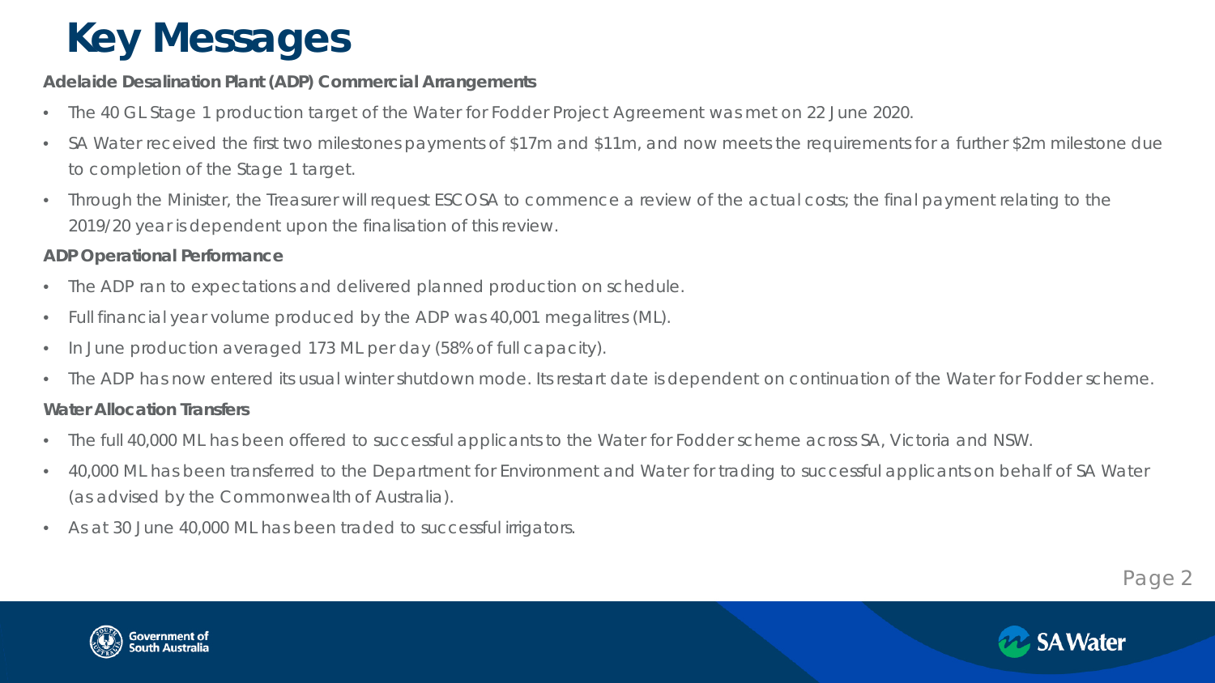# Key Messages

**Adelaide Desalination Plant (ADP) Commercial Arrangements**

- The 40 GL Stage 1 production target of the Water for Fodder Project Agreement was met on 22 June 2020.
- SA Water received the first two milestones payments of $17m and $11m, and now meets the requirements for a further $2m milestone due to completion of the Stage 1 target.
- Through the Minister, the Treasurer will request ESCOSA to commence a review of the actual costs; the final payment relating to the 2019/20 year is dependent upon the finalisation of this review.

**ADP Operational Performance**

- The ADP ran to expectations and delivered planned production on schedule.
- Full financial year volume produced by the ADP was 40,001 megalitres (ML).
- In June production averaged 173 ML per day (58% of full capacity).
- The ADP has now entered its usual winter shutdown mode. Its restart date is dependent on continuation of the Water for Fodder scheme.

**Water Allocation Transfers**

- The full 40,000 ML has been offered to successful applicants to the Water for Fodder scheme across SA, Victoria and NSW.
- 40,000 ML has been transferred to the Department for Environment and Water for trading to successful applicants on behalf of SA Water (as advised by the Commonwealth of Australia).
- As at 30 June 40,000 ML has been traded to successful irrigators.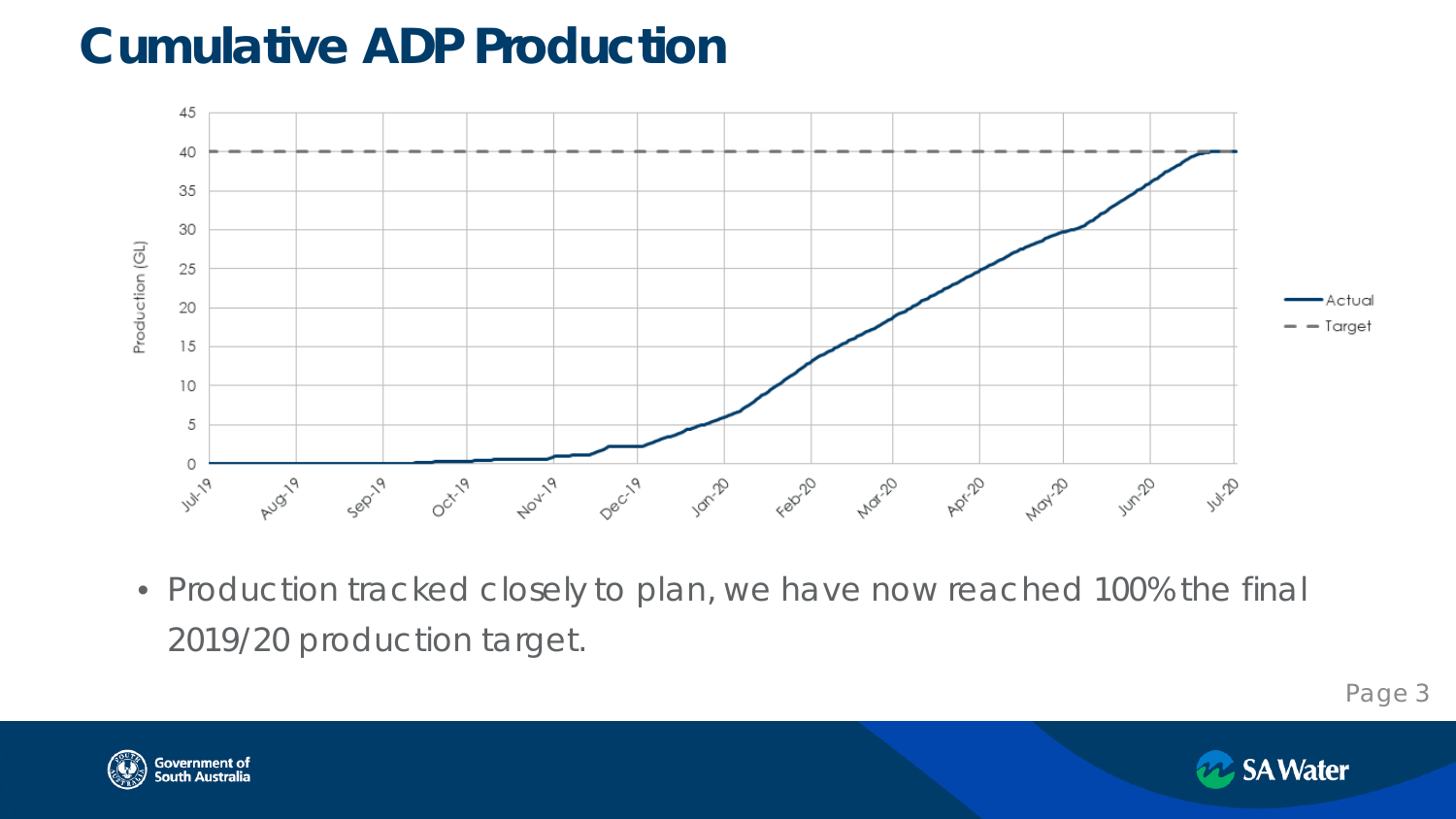# Cumulative ADP Production

- Production tracked closely to plan, we have now reached 100% the final 2019/20 production target.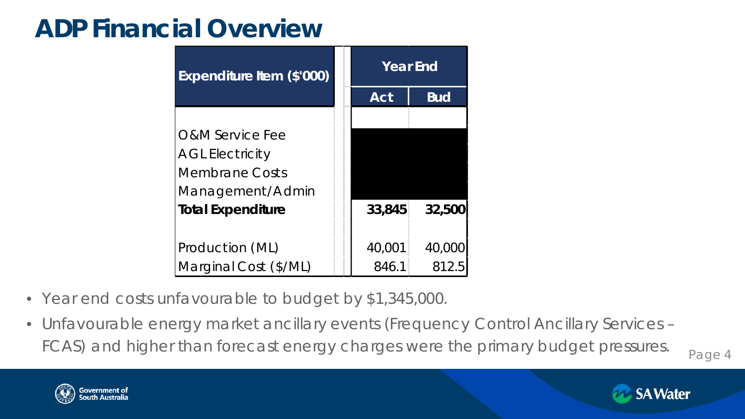# ADP Financial Overview

| Expenditure Item ($'000) | Year End | |
|---|---|---|
| | Act | Bud |
| O&M Service Fee | | |
| AGL Electricity | | |
| Membrane Costs | | |
| Management/Admin | | |
| **Total Expenditure** | **33,845** | **32,500** |
| Production (ML) | 40,001 | 40,000 |
| Marginal Cost ($/ML) | 846.1 | 812.5 |

- Year end costs unfavourable to budget by $1,345,000.
- Unfavourable energy market ancillary events (Frequency Control Ancillary Services – FCAS) and higher than forecast energy charges were the primary budget pressures.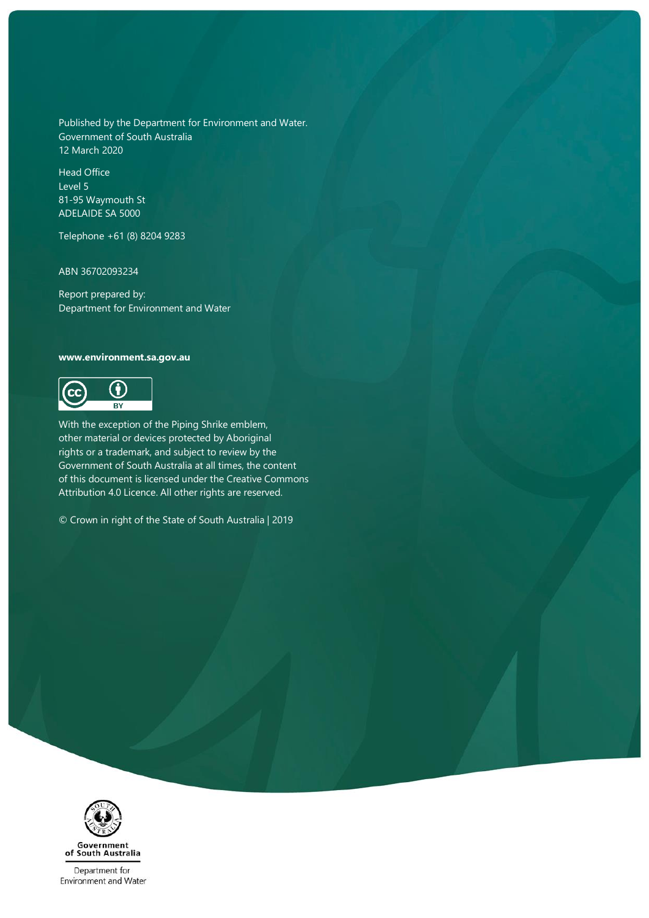Published by the Department for Environment and Water.
Government of South Australia
12 March 2020

Head Office
Level 5
81-95 Waymouth St
ADELAIDE SA 5000

Telephone +61 (8) 8204 9283

ABN 36702093234

Report prepared by:
Department for Environment and Water

**www.environment.sa.gov.au**

With the exception of the Piping Shrike emblem, other material or devices protected by Aboriginal rights or a trademark, and subject to review by the Government of South Australia at all times, the content of this document is licensed under the Creative Commons Attribution 4.0 Licence. All other rights are reserved.

© Crown in right of the State of South Australia | 2019

Government of South Australia

Department for Environment and Water